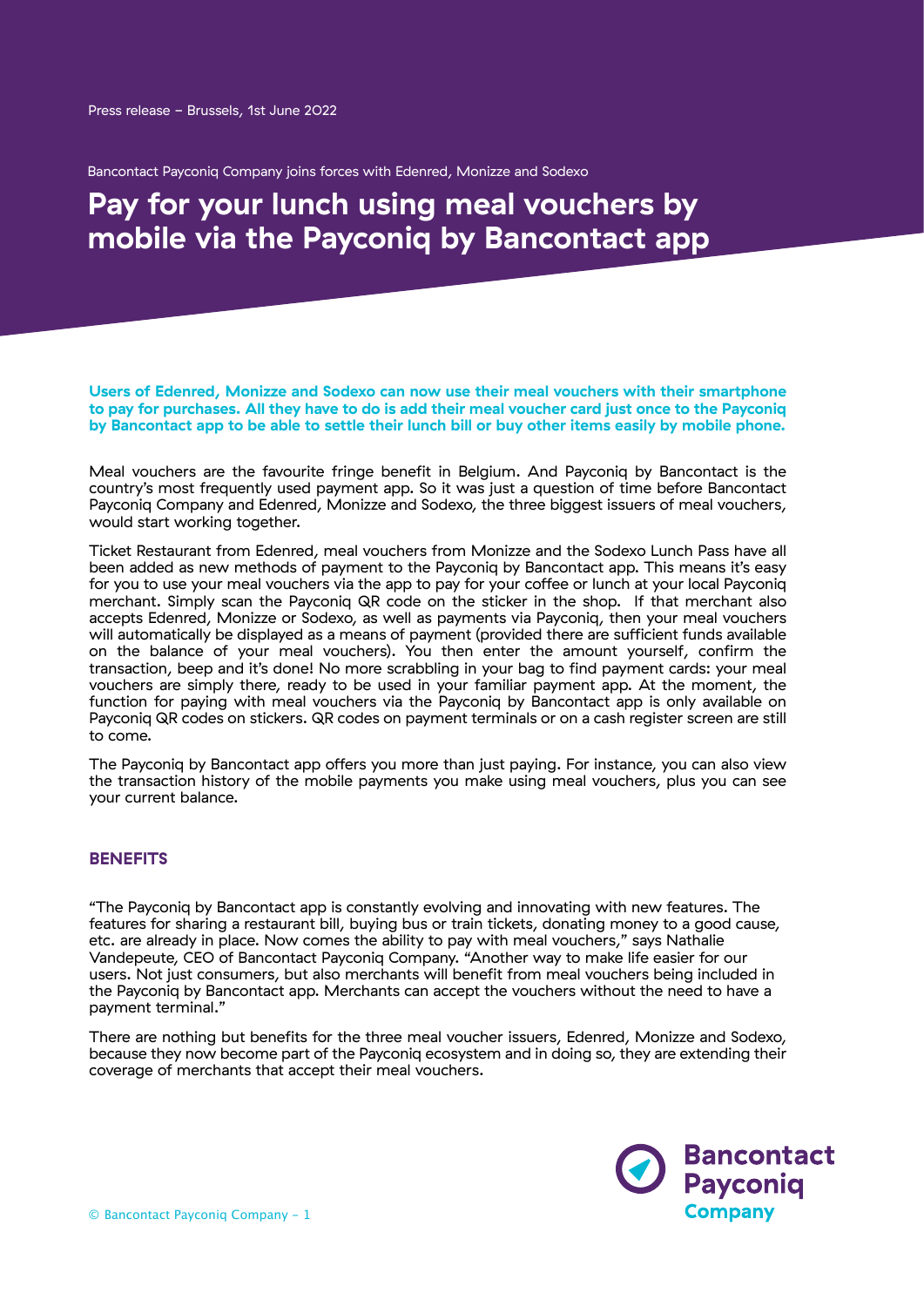Press release – Brussels, 1st June 2022

Bancontact Payconiq Company joins forces with Edenred, Monizze and Sodexo

# Pay for your lunch using meal vouchers by mobile via the Payconiq by Bancontact app

**Users of Edenred, Monizze and Sodexo can now use their meal vouchers with their smartphone to pay for purchases. All they have to do is add their meal voucher card just once to the Payconiq by Bancontact app to be able to settle their lunch bill or buy other items easily by mobile phone.**

Meal vouchers are the favourite fringe benefit in Belgium. And Payconiq by Bancontact is the country's most frequently used payment app. So it was just a question of time before Bancontact Payconiq Company and Edenred, Monizze and Sodexo, the three biggest issuers of meal vouchers, would start working together.

Ticket Restaurant from Edenred, meal vouchers from Monizze and the Sodexo Lunch Pass have all been added as new methods of payment to the Payconiq by Bancontact app. This means it's easy for you to use your meal vouchers via the app to pay for your coffee or lunch at your local Payconiq merchant. Simply scan the Payconiq QR code on the sticker in the shop. If that merchant also accepts Edenred, Monizze or Sodexo, as well as payments via Payconiq, then your meal vouchers will automatically be displayed as a means of payment (provided there are sufficient funds available on the balance of your meal vouchers). You then enter the amount yourself, confirm the transaction, beep and it's done! No more scrabbling in your bag to find payment cards: your meal vouchers are simply there, ready to be used in your familiar payment app. At the moment, the function for paying with meal vouchers via the Payconiq by Bancontact app is only available on Payconiq QR codes on stickers. QR codes on payment terminals or on a cash register screen are still to come.

The Payconiq by Bancontact app offers you more than just paying. For instance, you can also view the transaction history of the mobile payments you make using meal vouchers, plus you can see your current balance.

## BENEFITS

"The Payconiq by Bancontact app is constantly evolving and innovating with new features. The features for sharing a restaurant bill, buying bus or train tickets, donating money to a good cause, etc. are already in place. Now comes the ability to pay with meal vouchers," says Nathalie Vandepeute, CEO of Bancontact Payconiq Company. "Another way to make life easier for our users. Not just consumers, but also merchants will benefit from meal vouchers being included in the Payconiq by Bancontact app. Merchants can accept the vouchers without the need to have a payment terminal."

There are nothing but benefits for the three meal voucher issuers, Edenred, Monizze and Sodexo, because they now become part of the Payconiq ecosystem and in doing so, they are extending their coverage of merchants that accept their meal vouchers.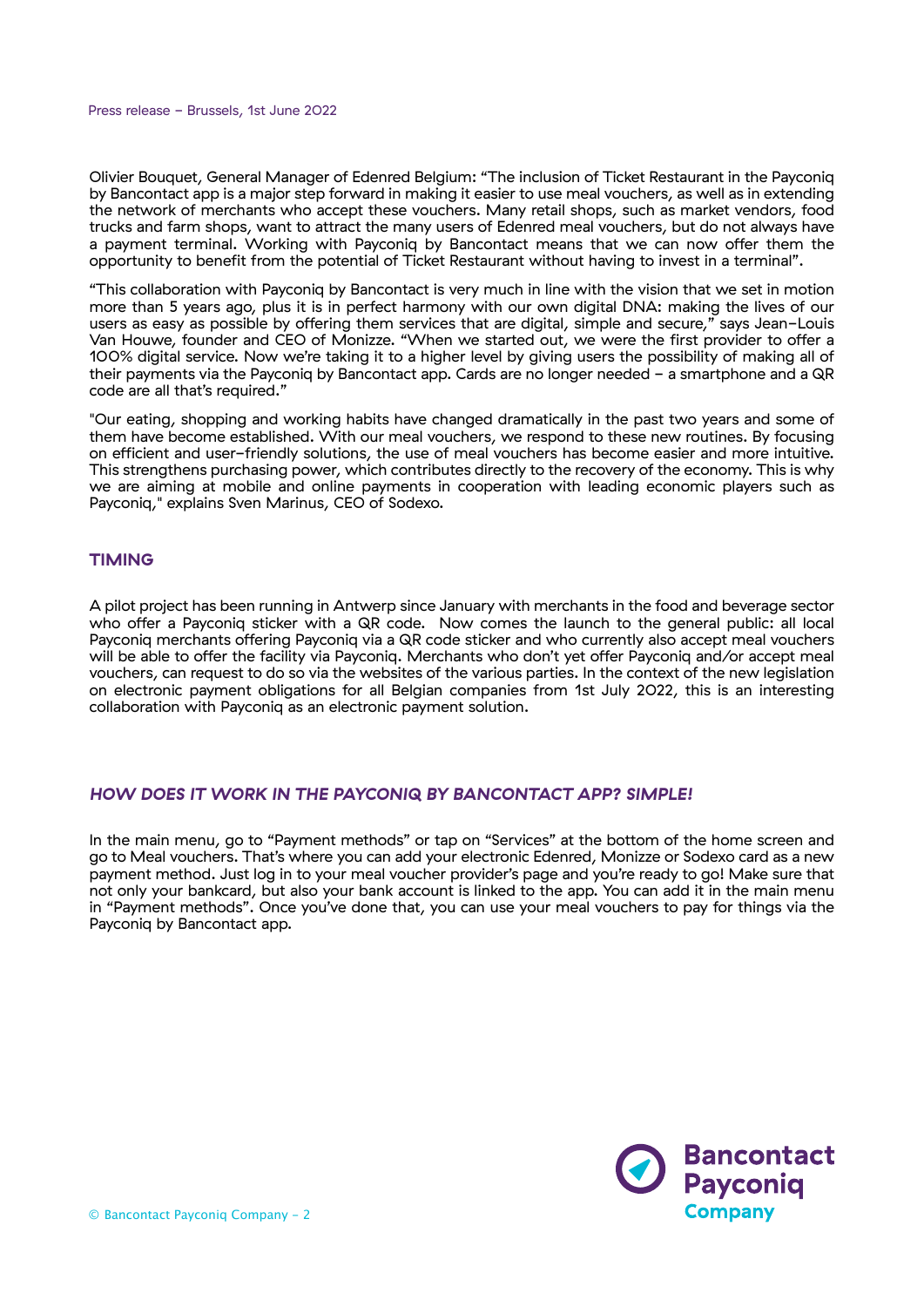Olivier Bouquet, General Manager of Edenred Belgium: “The inclusion of Ticket Restaurant in the Payconiq by Bancontact app is a major step forward in making it easier to use meal vouchers, as well as in extending the network of merchants who accept these vouchers. Many retail shops, such as market vendors, food trucks and farm shops, want to attract the many users of Edenred meal vouchers, but do not always have a payment terminal. Working with Payconiq by Bancontact means that we can now offer them the opportunity to benefit from the potential of Ticket Restaurant without having to invest in a terminal”.

“This collaboration with Payconiq by Bancontact is very much in line with the vision that we set in motion more than 5 years ago, plus it is in perfect harmony with our own digital DNA: making the lives of our users as easy as possible by offering them services that are digital, simple and secure,” says Jean-Louis Van Houwe, founder and CEO of Monizze. “When we started out, we were the first provider to offer a 100% digital service. Now we’re taking it to a higher level by giving users the possibility of making all of their payments via the Payconiq by Bancontact app. Cards are no longer needed – a smartphone and a QR code are all that’s required.”

"Our eating, shopping and working habits have changed dramatically in the past two years and some of them have become established. With our meal vouchers, we respond to these new routines. By focusing on efficient and user-friendly solutions, the use of meal vouchers has become easier and more intuitive. This strengthens purchasing power, which contributes directly to the recovery of the economy. This is why we are aiming at mobile and online payments in cooperation with leading economic players such as Payconiq," explains Sven Marinus, CEO of Sodexo.

## TIMING

A pilot project has been running in Antwerp since January with merchants in the food and beverage sector who offer a Payconiq sticker with a QR code. Now comes the launch to the general public: all local Payconiq merchants offering Payconiq via a QR code sticker and who currently also accept meal vouchers will be able to offer the facility via Payconiq. Merchants who don’t yet offer Payconiq and/or accept meal vouchers, can request to do so via the websites of the various parties. In the context of the new legislation on electronic payment obligations for all Belgian companies from 1st July 2022, this is an interesting collaboration with Payconiq as an electronic payment solution.

## *HOW DOES IT WORK IN THE PAYCONIQ BY BANCONTACT APP? SIMPLE!*

In the main menu, go to “Payment methods” or tap on “Services” at the bottom of the home screen and go to Meal vouchers. That’s where you can add your electronic Edenred, Monizze or Sodexo card as a new payment method. Just log in to your meal voucher provider’s page and you’re ready to go! Make sure that not only your bankcard, but also your bank account is linked to the app. You can add it in the main menu in “Payment methods”. Once you’ve done that, you can use your meal vouchers to pay for things via the Payconiq by Bancontact app.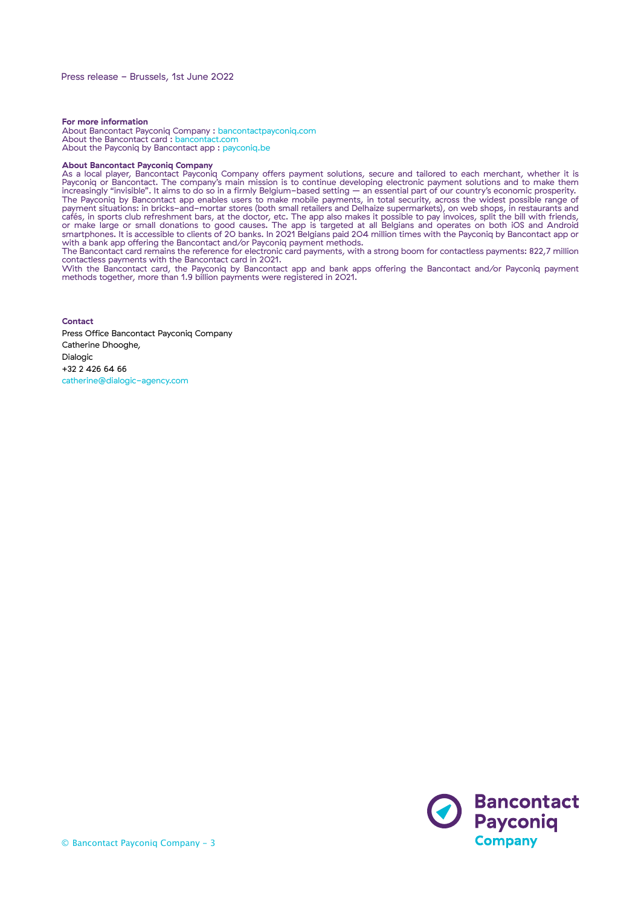Press release – Brussels, 1st June 2022

**For more information**
About Bancontact Payconiq Company : bancontactpayconiq.com
About the Bancontact card : bancontact.com
About the Payconiq by Bancontact app : payconiq.be

**About Bancontact Payconiq Company**
As a local player, Bancontact Payconiq Company offers payment solutions, secure and tailored to each merchant, whether it is Payconiq or Bancontact. The company's main mission is to continue developing electronic payment solutions and to make them increasingly "invisible". It aims to do so in a firmly Belgium-based setting — an essential part of our country's economic prosperity.
The Payconiq by Bancontact app enables users to make mobile payments, in total security, across the widest possible range of payment situations: in bricks-and-mortar stores (both small retailers and Delhaize supermarkets), on web shops, in restaurants and cafés, in sports club refreshment bars, at the doctor, etc. The app also makes it possible to pay invoices, split the bill with friends, or make large or small donations to good causes. The app is targeted at all Belgians and operates on both iOS and Android smartphones. It is accessible to clients of 20 banks. In 2021 Belgians paid 204 million times with the Payconiq by Bancontact app or with a bank app offering the Bancontact and/or Payconiq payment methods.
The Bancontact card remains the reference for electronic card payments, with a strong boom for contactless payments: 822,7 million contactless payments with the Bancontact card in 2021.
With the Bancontact card, the Payconiq by Bancontact app and bank apps offering the Bancontact and/or Payconiq payment methods together, more than 1.9 billion payments were registered in 2021.

**Contact**
Press Office Bancontact Payconiq Company
Catherine Dhooghe,
Dialogic
+32 2 426 64 66
catherine@dialogic-agency.com

© Bancontact Payconiq Company

Bancontact Payconiq Company